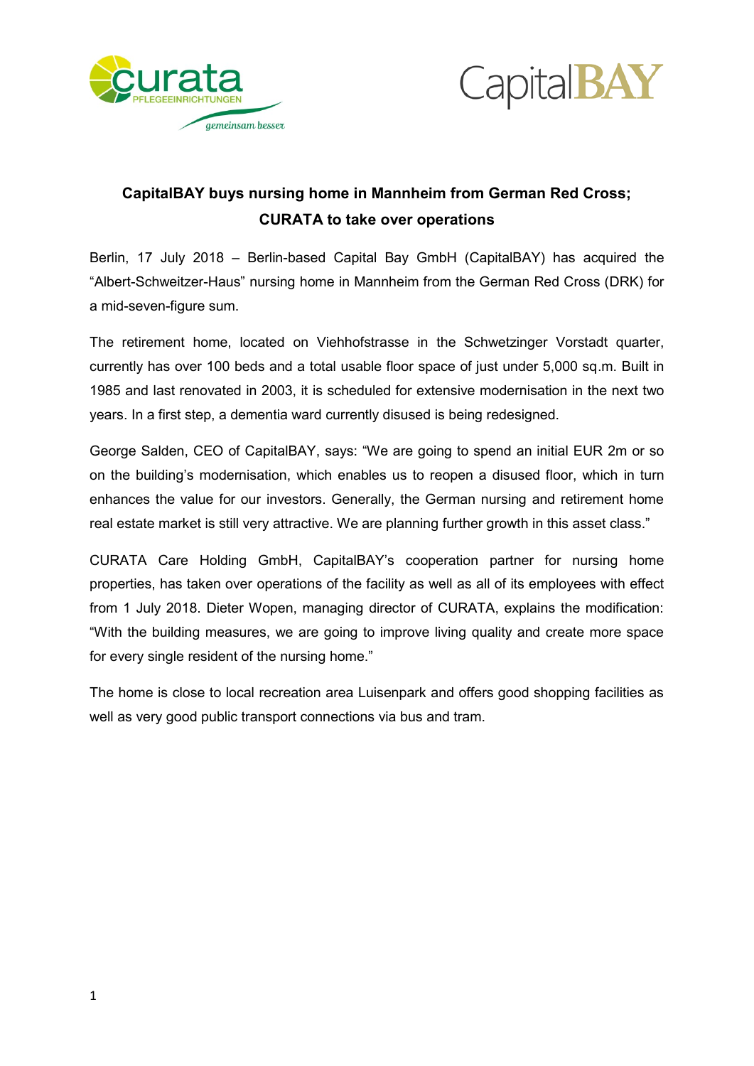## CapitalBAY buys nursing home in Mannheim from German Red Cross; CURATA to take over operations

Berlin, 17 July 2018 – Berlin-based Capital Bay GmbH (CapitalBAY) has acquired the "Albert-Schweitzer-Haus" nursing home in Mannheim from the German Red Cross (DRK) for a mid-seven-figure sum.

The retirement home, located on Viehhofstrasse in the Schwetzinger Vorstadt quarter, currently has over 100 beds and a total usable floor space of just under 5,000 sq.m. Built in 1985 and last renovated in 2003, it is scheduled for extensive modernisation in the next two years. In a first step, a dementia ward currently disused is being redesigned.

George Salden, CEO of CapitalBAY, says: "We are going to spend an initial EUR 2m or so on the building's modernisation, which enables us to reopen a disused floor, which in turn enhances the value for our investors. Generally, the German nursing and retirement home real estate market is still very attractive. We are planning further growth in this asset class."

CURATA Care Holding GmbH, CapitalBAY's cooperation partner for nursing home properties, has taken over operations of the facility as well as all of its employees with effect from 1 July 2018. Dieter Wopen, managing director of CURATA, explains the modification: "With the building measures, we are going to improve living quality and create more space for every single resident of the nursing home."

The home is close to local recreation area Luisenpark and offers good shopping facilities as well as very good public transport connections via bus and tram.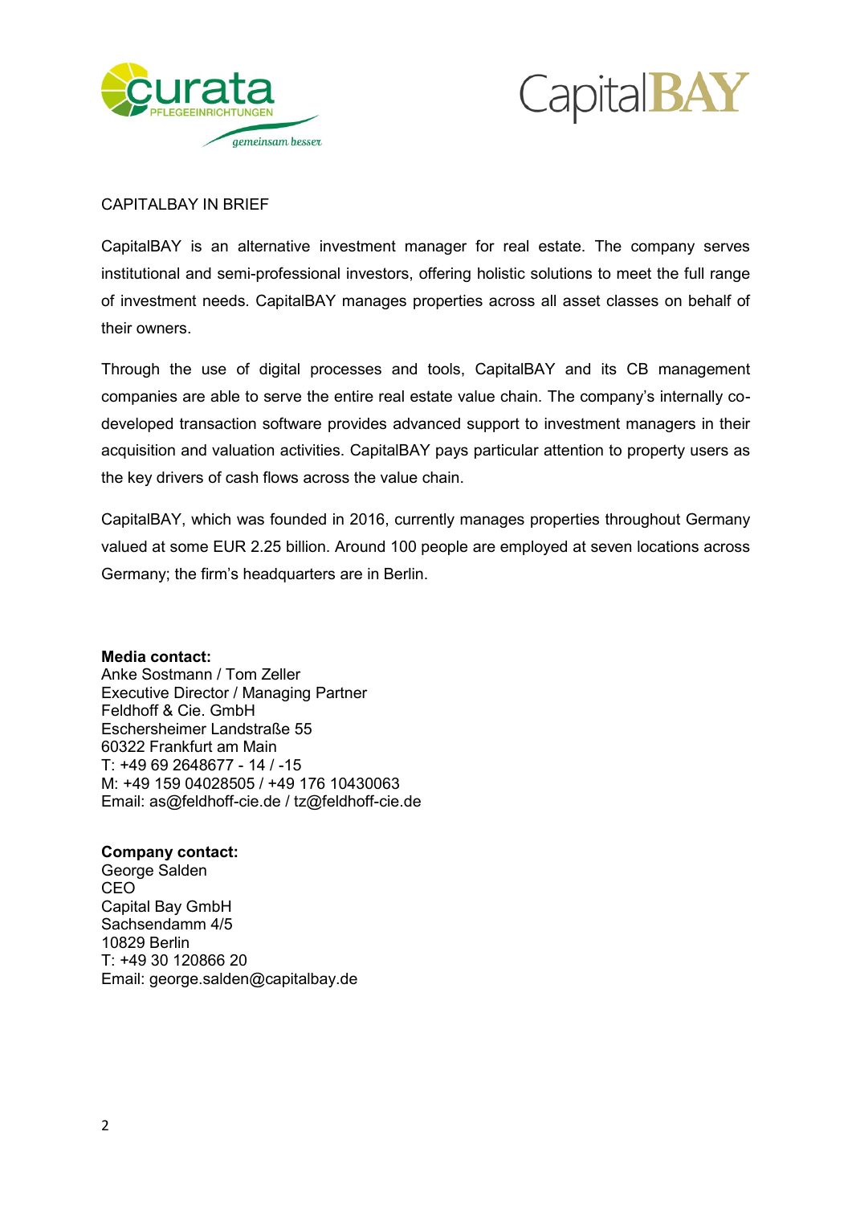CAPITALBAY IN BRIEF

CapitalBAY is an alternative investment manager for real estate. The company serves institutional and semi-professional investors, offering holistic solutions to meet the full range of investment needs. CapitalBAY manages properties across all asset classes on behalf of their owners.

Through the use of digital processes and tools, CapitalBAY and its CB management companies are able to serve the entire real estate value chain. The company's internally co-developed transaction software provides advanced support to investment managers in their acquisition and valuation activities. CapitalBAY pays particular attention to property users as the key drivers of cash flows across the value chain.

CapitalBAY, which was founded in 2016, currently manages properties throughout Germany valued at some EUR 2.25 billion. Around 100 people are employed at seven locations across Germany; the firm's headquarters are in Berlin.

**Media contact:**
Anke Sostmann / Tom Zeller
Executive Director / Managing Partner
Feldhoff & Cie. GmbH
Eschersheimer Landstraße 55
60322 Frankfurt am Main
T: +49 69 2648677 - 14 / -15
M: +49 159 04028505 / +49 176 10430063
Email: as@feldhoff-cie.de / tz@feldhoff-cie.de

**Company contact:**
George Salden
CEO
Capital Bay GmbH
Sachsendamm 4/5
10829 Berlin
T: +49 30 120866 20
Email: george.salden@capitalbay.de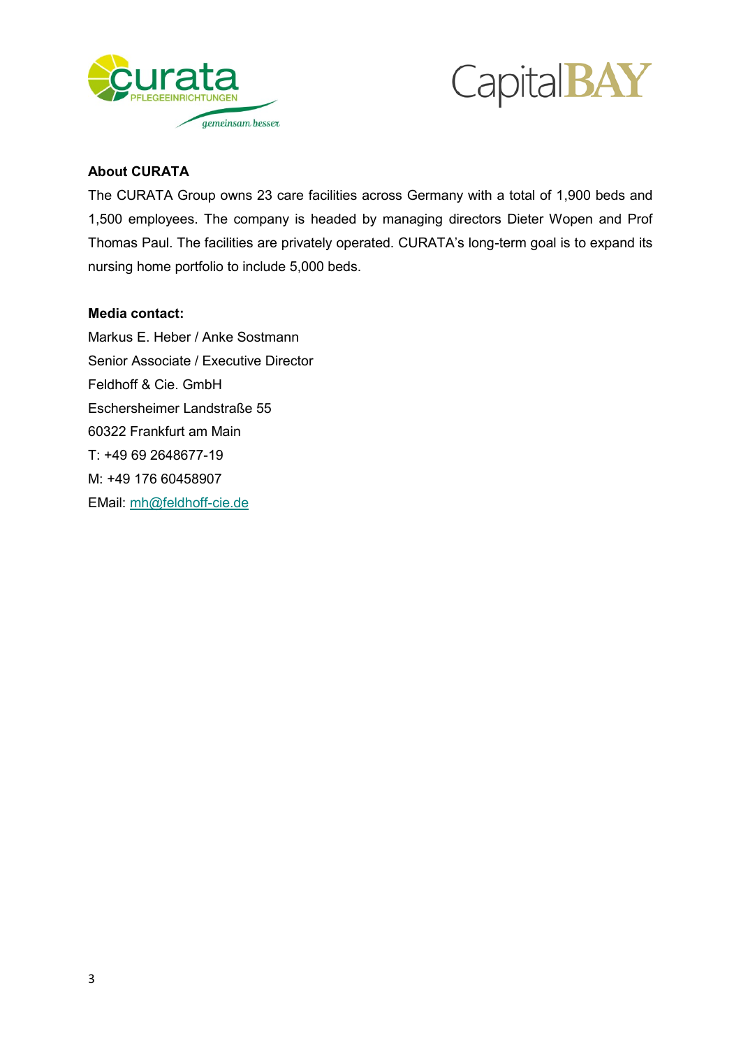**About CURATA**

The CURATA Group owns 23 care facilities across Germany with a total of 1,900 beds and 1,500 employees. The company is headed by managing directors Dieter Wopen and Prof Thomas Paul. The facilities are privately operated. CURATA's long-term goal is to expand its nursing home portfolio to include 5,000 beds.

**Media contact:**

Markus E. Heber / Anke Sostmann
Senior Associate / Executive Director
Feldhoff & Cie. GmbH
Eschersheimer Landstraße 55
60322 Frankfurt am Main
T: +49 69 2648677-19
M: +49 176 60458907
EMail: mh@feldhoff-cie.de